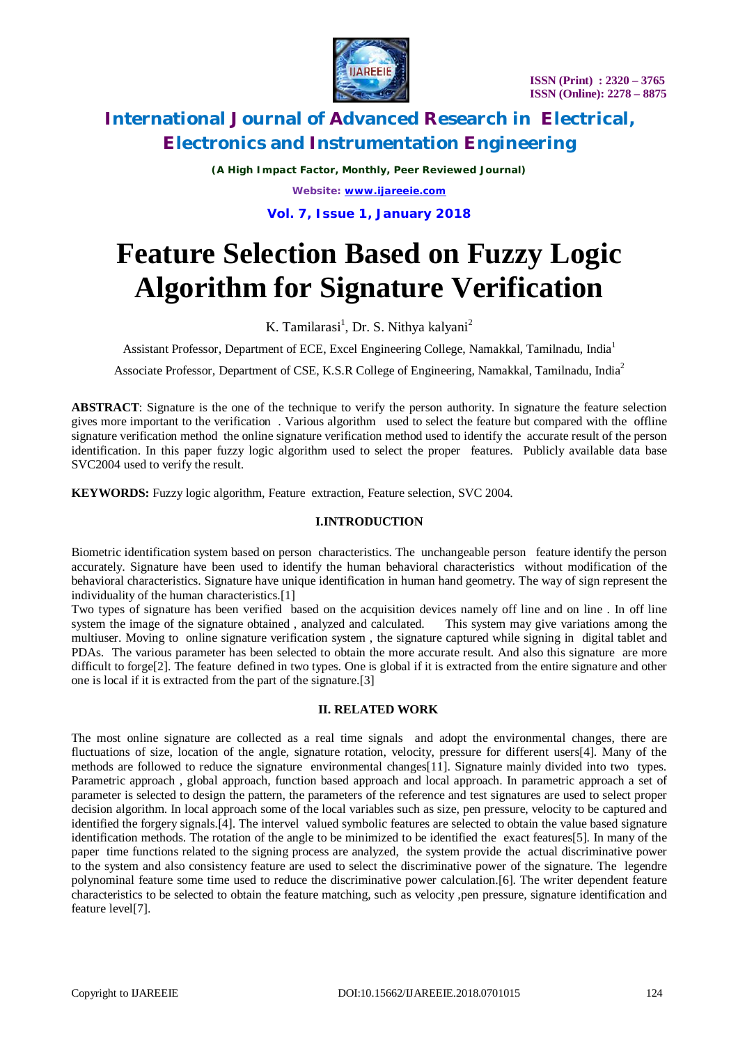# Feature Selection Based on Fuzzy Logic Algorithm for Signature Verification

K. Tamilarasi[1], Dr. S. Nithya kalyani[2]

Assistant Professor, Department of ECE, Excel Engineering College, Namakkal, Tamilnadu, India[1]

Associate Professor, Department of CSE, K.S.R College of Engineering, Namakkal, Tamilnadu, India[2]

**ABSTRACT**: Signature is the one of the technique to verify the person authority. In signature the feature selection gives more important to the verification . Various algorithm used to select the feature but compared with the offline signature verification method the online signature verification method used to identify the accurate result of the person identification. In this paper fuzzy logic algorithm used to select the proper features. Publicly available data base SVC2004 used to verify the result.

**KEYWORDS:** Fuzzy logic algorithm, Feature extraction, Feature selection, SVC 2004.

## I.INTRODUCTION

Biometric identification system based on person characteristics. The unchangeable person feature identify the person accurately. Signature have been used to identify the human behavioral characteristics without modification of the behavioral characteristics. Signature have unique identification in human hand geometry. The way of sign represent the individuality of the human characteristics.[1]

Two types of signature has been verified based on the acquisition devices namely off line and on line . In off line system the image of the signature obtained , analyzed and calculated. This system may give variations among the multiuser. Moving to online signature verification system , the signature captured while signing in digital tablet and PDAs. The various parameter has been selected to obtain the more accurate result. And also this signature are more difficult to forge[2]. The feature defined in two types. One is global if it is extracted from the entire signature and other one is local if it is extracted from the part of the signature.[3]

## II. RELATED WORK

The most online signature are collected as a real time signals and adopt the environmental changes, there are fluctuations of size, location of the angle, signature rotation, velocity, pressure for different users[4]. Many of the methods are followed to reduce the signature environmental changes[11]. Signature mainly divided into two types. Parametric approach , global approach, function based approach and local approach. In parametric approach a set of parameter is selected to design the pattern, the parameters of the reference and test signatures are used to select proper decision algorithm. In local approach some of the local variables such as size, pen pressure, velocity to be captured and identified the forgery signals.[4]. The interval valued symbolic features are selected to obtain the value based signature identification methods. The rotation of the angle to be minimized to be identified the exact features[5]. In many of the paper time functions related to the signing process are analyzed, the system provide the actual discriminative power to the system and also consistency feature are used to select the discriminative power of the signature. The legendre polynominal feature some time used to reduce the discriminative power calculation.[6]. The writer dependent feature characteristics to be selected to obtain the feature matching, such as velocity ,pen pressure, signature identification and feature level[7].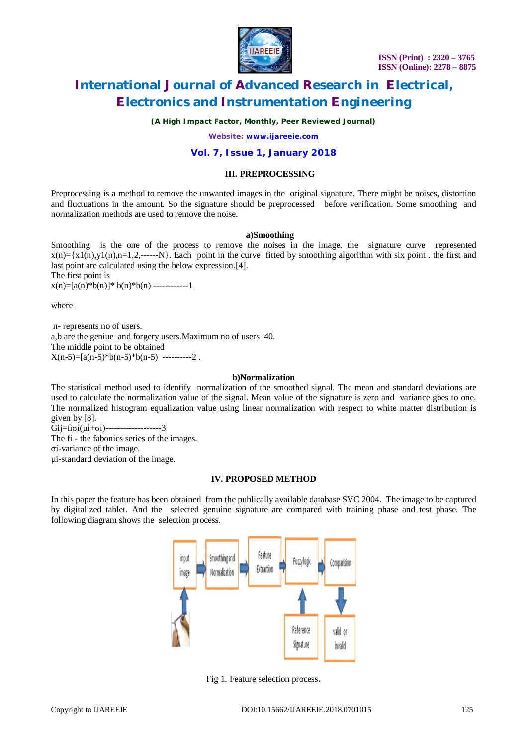### III. PREPROCESSING

Preprocessing is a method to remove the unwanted images in the original signature. There might be noises, distortion and fluctuations in the amount. So the signature should be preprocessed before verification. Some smoothing and normalization methods are used to remove the noise.

#### a)Smoothing

Smoothing is the one of the process to remove the noises in the image. the signature curve represented $x(n)=\{x1(n),y1(n),n=1,2,------N\}$. Each point in the curve fitted by smoothing algorithm with six point . the first and last point are calculated using the below expression.[4].

The first point is

$x(n)=[a(n)*b(n)]*b(n)*b(n)$ ------------1

where

n- represents no of users.

a,b are the geniue and forgery users.Maximum no of users 40.

The middle point to be obtained

$X(n-5)=[a(n-5)*b(n-5)*b(n-5)$ ----------2 .

#### b)Normalization

The statistical method used to identify normalization of the smoothed signal. The mean and standard deviations are used to calculate the normalization value of the signal. Mean value of the signature is zero and variance goes to one. The normalized histogram equalization value using linear normalization with respect to white matter distribution is given by [8].

$Gij=fi\sigma i(\mu i+\sigma i)$-------------------3

The fi - the fabonics series of the images.

$\sigma i$-variance of the image.

$\mu i$-standard deviation of the image.

### IV. PROPOSED METHOD

In this paper the feature has been obtained from the publically available database SVC 2004. The image to be captured by digitalized tablet. And the selected genuine signature are compared with training phase and test phase. The following diagram shows the selection process.

Fig 1. Feature selection process.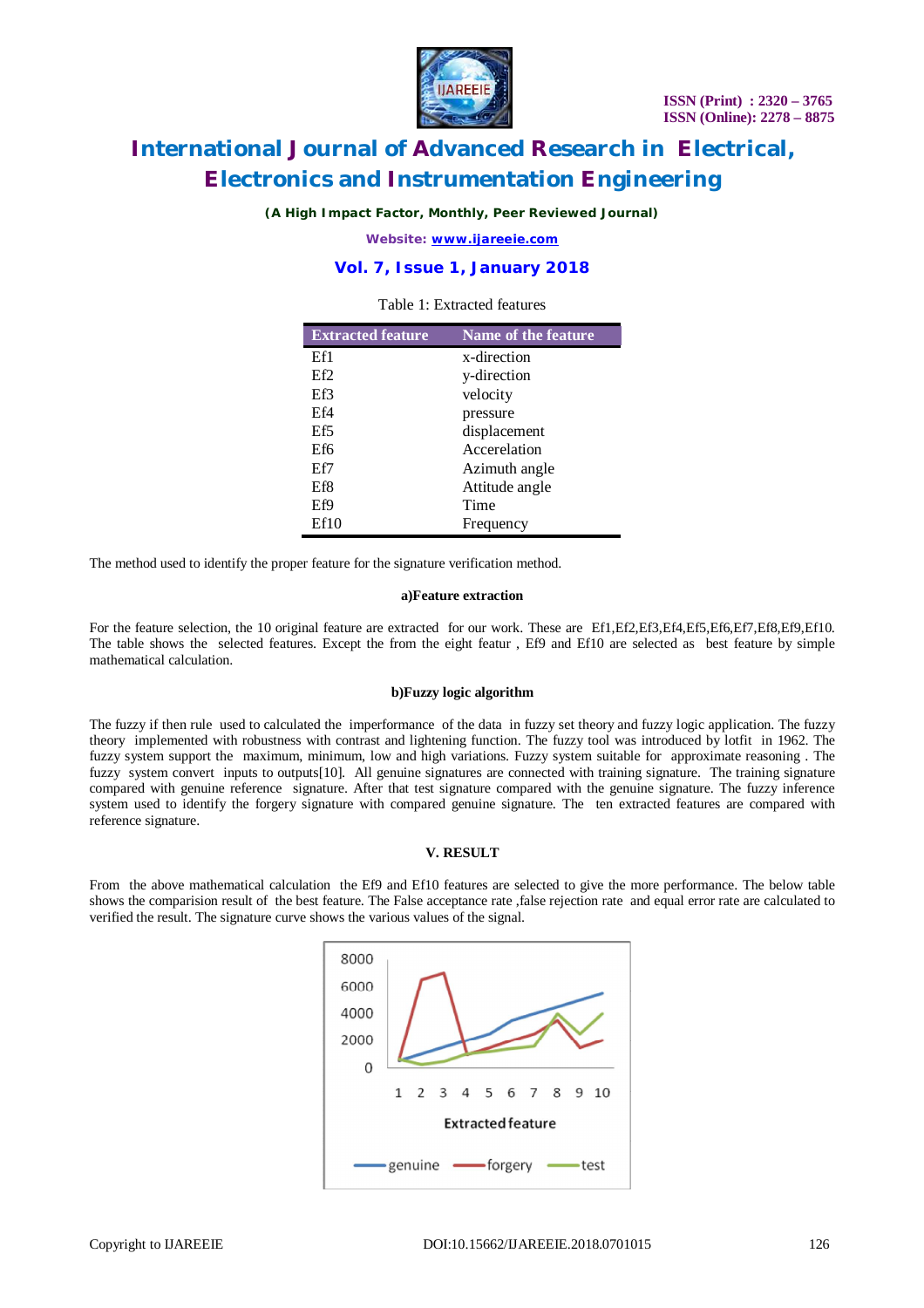Table 1: Extracted features

| Extracted feature | Name of the feature |
|---|---|
| Ef1 | x-direction |
| Ef2 | y-direction |
| Ef3 | velocity |
| Ef4 | pressure |
| Ef5 | displacement |
| Ef6 | Accerelation |
| Ef7 | Azimuth angle |
| Ef8 | Attitude angle |
| Ef9 | Time |
| Ef10 | Frequency |

The method used to identify the proper feature for the signature verification method.

#### a)Feature extraction

For the feature selection, the 10 original feature are extracted for our work. These are Ef1,Ef2,Ef3,Ef4,Ef5,Ef6,Ef7,Ef8,Ef9,Ef10. The table shows the selected features. Except the from the eight featur , Ef9 and Ef10 are selected as best feature by simple mathematical calculation.

#### b)Fuzzy logic algorithm

The fuzzy if then rule used to calculated the imperformance of the data in fuzzy set theory and fuzzy logic application. The fuzzy theory implemented with robustness with contrast and lightening function. The fuzzy tool was introduced by lotfit in 1962. The fuzzy system support the maximum, minimum, low and high variations. Fuzzy system suitable for approximate reasoning . The fuzzy system convert inputs to outputs[10]. All genuine signatures are connected with training signature. The training signature compared with genuine reference signature. After that test signature compared with the genuine signature. The fuzzy inference system used to identify the forgery signature with compared genuine signature. The ten extracted features are compared with reference signature.

## V. RESULT

From the above mathematical calculation the Ef9 and Ef10 features are selected to give the more performance. The below table shows the comparision result of the best feature. The False acceptance rate ,false rejection rate and equal error rate are calculated to verified the result. The signature curve shows the various values of the signal.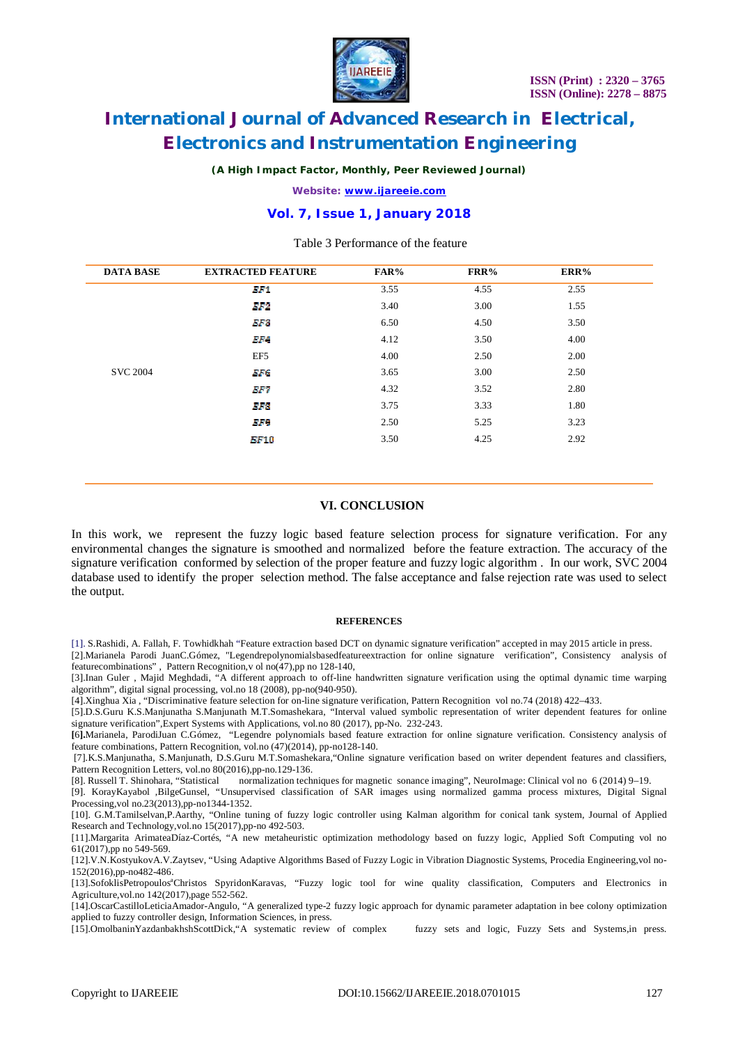Table 3 Performance of the feature

| DATA BASE | EXTRACTED FEATURE | FAR% | FRR% | ERR% |
|---|---|---|---|---|
| | EF1 | 3.55 | 4.55 | 2.55 |
| | EF2 | 3.40 | 3.00 | 1.55 |
| | EF3 | 6.50 | 4.50 | 3.50 |
| | EF4 | 4.12 | 3.50 | 4.00 |
| | EF5 | 4.00 | 2.50 | 2.00 |
| SVC 2004 | EF6 | 3.65 | 3.00 | 2.50 |
| | EF7 | 4.32 | 3.52 | 2.80 |
| | EF8 | 3.75 | 3.33 | 1.80 |
| | EF9 | 2.50 | 5.25 | 3.23 |
| | EF10 | 3.50 | 4.25 | 2.92 |

## VI. CONCLUSION

In this work, we represent the fuzzy logic based feature selection process for signature verification. For any environmental changes the signature is smoothed and normalized before the feature extraction. The accuracy of the signature verification conformed by selection of the proper feature and fuzzy logic algorithm . In our work, SVC 2004 database used to identify the proper selection method. The false acceptance and false rejection rate was used to select the output.

### REFERENCES

[1]. S.Rashidi, A. Fallah, F. Towhidkhah "Feature extraction based DCT on dynamic signature verification" accepted in may 2015 article in press.

[2].Marianela Parodi JuanC.Gómez, "Legendrepolynomialsbasedfeatureextraction for online signature verification", Consistency analysis of featurecombinations" , Pattern Recognition,v ol no(47),pp no 128-140,

[3].Inan Guler , Majid Meghdadi, "A different approach to off-line handwritten signature verification using the optimal dynamic time warping algorithm", digital signal processing, vol.no 18 (2008), pp-no(940-950).

[4].Xinghua Xia , "Discriminative feature selection for on-line signature verification, Pattern Recognition vol no.74 (2018) 422–433.

[5].D.S.Guru K.S.Manjunatha S.Manjunath M.T.Somashekara, "Interval valued symbolic representation of writer dependent features for online signature verification",Expert Systems with Applications, vol.no 80 (2017), pp-No. 232-243.

**[6].**Marianela, ParodiJuan C.Gómez, "Legendre polynomials based feature extraction for online signature verification. Consistency analysis of feature combinations, Pattern Recognition, vol.no (47)(2014), pp-no128-140.

[7].K.S.Manjunatha, S.Manjunath, D.S.Guru M.T.Somashekara,"Online signature verification based on writer dependent features and classifiers, Pattern Recognition Letters, vol.no 80(2016),pp-no.129-136.

[8]. Russell T. Shinohara, "Statistical normalization techniques for magnetic sonance imaging", NeuroImage: Clinical vol no 6 (2014) 9–19.

[9]. KorayKayabol ,BilgeGunsel, "Unsupervised classification of SAR images using normalized gamma process mixtures, Digital Signal Processing,vol no.23(2013),pp-no1344-1352.

[10]. G.M.Tamilselvan,P.Aarthy, "Online tuning of fuzzy logic controller using Kalman algorithm for conical tank system, Journal of Applied Research and Technology,vol.no 15(2017),pp-no 492-503.

[11].Margarita ArimateaDíaz-Cortés, "A new metaheuristic optimization methodology based on fuzzy logic, Applied Soft Computing vol no 61(2017),pp no 549-569.

[12].V.N.KostyukovA.V.Zaytsev, "Using Adaptive Algorithms Based of Fuzzy Logic in Vibration Diagnostic Systems, Procedia Engineering,vol no-152(2016),pp-no482-486.

[13].SofoklisPetropoulosaChristos SpyridonKaravas, "Fuzzy logic tool for wine quality classification, Computers and Electronics in Agriculture,vol.no 142(2017),page 552-562.

[14].OscarCastilloLeticiaAmador-Angulo, "A generalized type-2 fuzzy logic approach for dynamic parameter adaptation in bee colony optimization applied to fuzzy controller design, Information Sciences, in press.

[15].OmolbaninYazdanbakhshScottDick,"A systematic review of complex fuzzy sets and logic, Fuzzy Sets and Systems,in press.